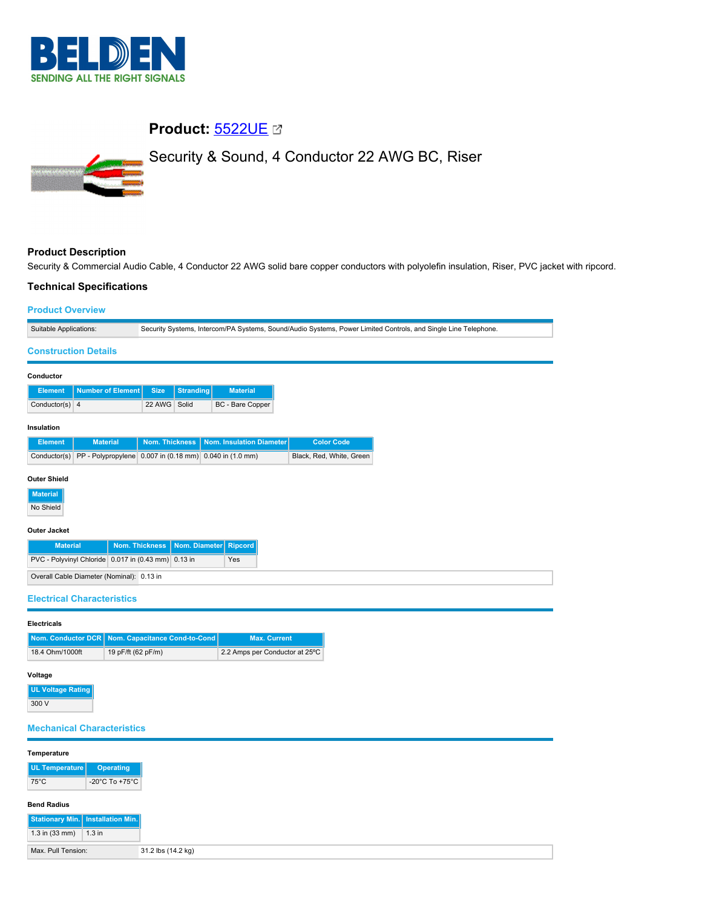# Product: 5522UE

Security & Sound, 4 Conductor 22 AWG BC, Riser

## Product Description

Security & Commercial Audio Cable, 4 Conductor 22 AWG solid bare copper conductors with polyolefin insulation, Riser, PVC jacket with ripcord.

## Technical Specifications

### Product Overview

| | |
|---|---|
| Suitable Applications: | Security Systems, Intercom/PA Systems, Sound/Audio Systems, Power Limited Controls, and Single Line Telephone. |

### Construction Details

#### Conductor

| Element | Number of Element | Size | Stranding | Material |
|---|---|---|---|---|
| Conductor(s) | 4 | 22 AWG | Solid | BC - Bare Copper |

#### Insulation

| Element | Material | Nom. Thickness | Nom. Insulation Diameter | Color Code |
|---|---|---|---|---|
| Conductor(s) | PP - Polypropylene | 0.007 in (0.18 mm) | 0.040 in (1.0 mm) | Black, Red, White, Green |

#### Outer Shield

| Material |
|---|
| No Shield |

#### Outer Jacket

| Material | Nom. Thickness | Nom. Diameter | Ripcord |
|---|---|---|---|
| PVC - Polyvinyl Chloride | 0.017 in (0.43 mm) | 0.13 in | Yes |

| | |
|---|---|
| Overall Cable Diameter (Nominal): | 0.13 in |

### Electrical Characteristics

#### Electricals

| Nom. Conductor DCR | Nom. Capacitance Cond-to-Cond | Max. Current |
|---|---|---|
| 18.4 Ohm/1000ft | 19 pF/ft (62 pF/m) | 2.2 Amps per Conductor at 25ºC |

#### Voltage

| UL Voltage Rating |
|---|
| 300 V |

### Mechanical Characteristics

#### Temperature

| UL Temperature | Operating |
|---|---|
| 75°C | -20°C To +75°C |

#### Bend Radius

| Stationary Min. | Installation Min. |
|---|---|
| 1.3 in (33 mm) | 1.3 in |

| | |
|---|---|
| Max. Pull Tension: | 31.2 lbs (14.2 kg) |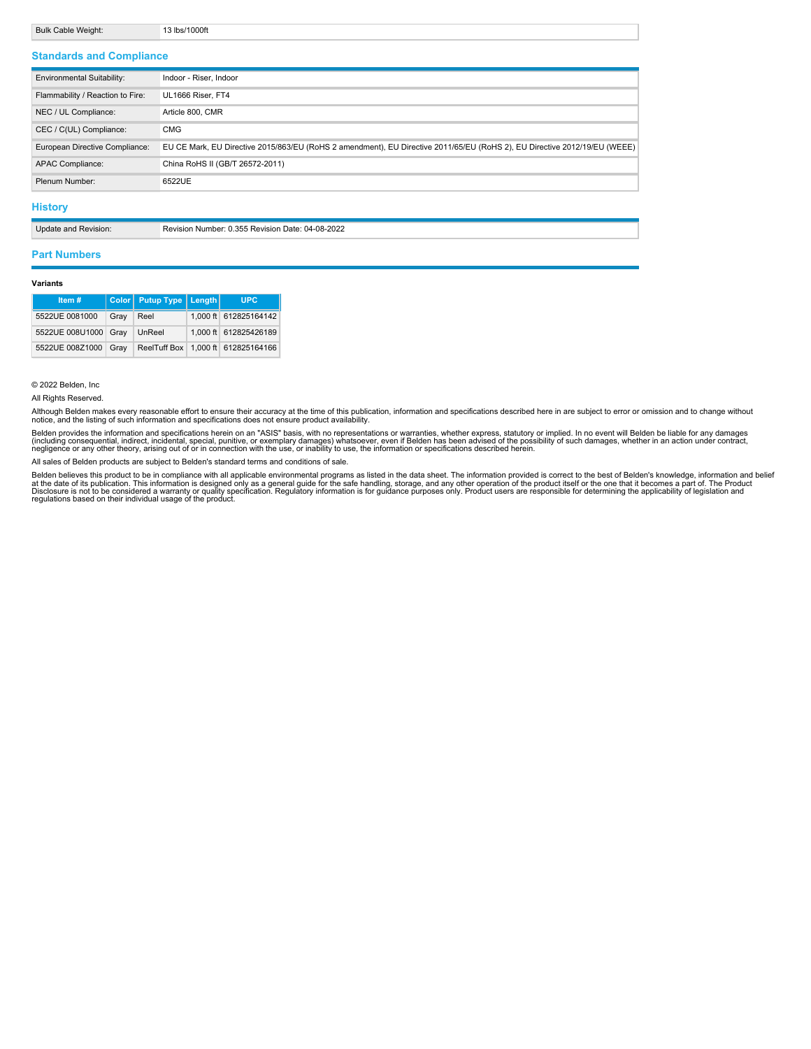| | |
|---|---|
| Bulk Cable Weight: | 13 lbs/1000ft |

## Standards and Compliance

| | |
|---|---|
| Environmental Suitability: | Indoor - Riser, Indoor |
| Flammability / Reaction to Fire: | UL1666 Riser, FT4 |
| NEC / UL Compliance: | Article 800, CMR |
| CEC / C(UL) Compliance: | CMG |
| European Directive Compliance: | EU CE Mark, EU Directive 2015/863/EU (RoHS 2 amendment), EU Directive 2011/65/EU (RoHS 2), EU Directive 2012/19/EU (WEEE) |
| APAC Compliance: | China RoHS II (GB/T 26572-2011) |
| Plenum Number: | 6522UE |

## History

| | |
|---|---|
| Update and Revision: | Revision Number: 0.355 Revision Date: 04-08-2022 |

## Part Numbers

**Variants**

| Item # | Color | Putup Type | Length | UPC |
|---|---|---|---|---|
| 5522UE 0081000 | Gray | Reel | 1,000 ft | 612825164142 |
| 5522UE 008U1000 | Gray | UnReel | 1,000 ft | 612825426189 |
| 5522UE 008Z1000 | Gray | ReelTuff Box | 1,000 ft | 612825164166 |

© 2022 Belden, Inc

All Rights Reserved.

Although Belden makes every reasonable effort to ensure their accuracy at the time of this publication, information and specifications described here in are subject to error or omission and to change without notice, and the listing of such information and specifications does not ensure product availability.

Belden provides the information and specifications herein on an "ASIS" basis, with no representations or warranties, whether express, statutory or implied. In no event will Belden be liable for any damages (including consequential, indirect, incidental, special, punitive, or exemplary damages) whatsoever, even if Belden has been advised of the possibility of such damages, whether in an action under contract, negligence or any other theory, arising out of or in connection with the use, or inability to use, the information or specifications described herein.

All sales of Belden products are subject to Belden's standard terms and conditions of sale.

Belden believes this product to be in compliance with all applicable environmental programs as listed in the data sheet. The information provided is correct to the best of Belden's knowledge, information and belief at the date of its publication. This information is designed only as a general guide for the safe handling, storage, and any other operation of the product itself or the one that it becomes a part of. The Product Disclosure is not to be considered a warranty or quality specification. Regulatory information is for guidance purposes only. Product users are responsible for determining the applicability of legislation and regulations based on their individual usage of the product.